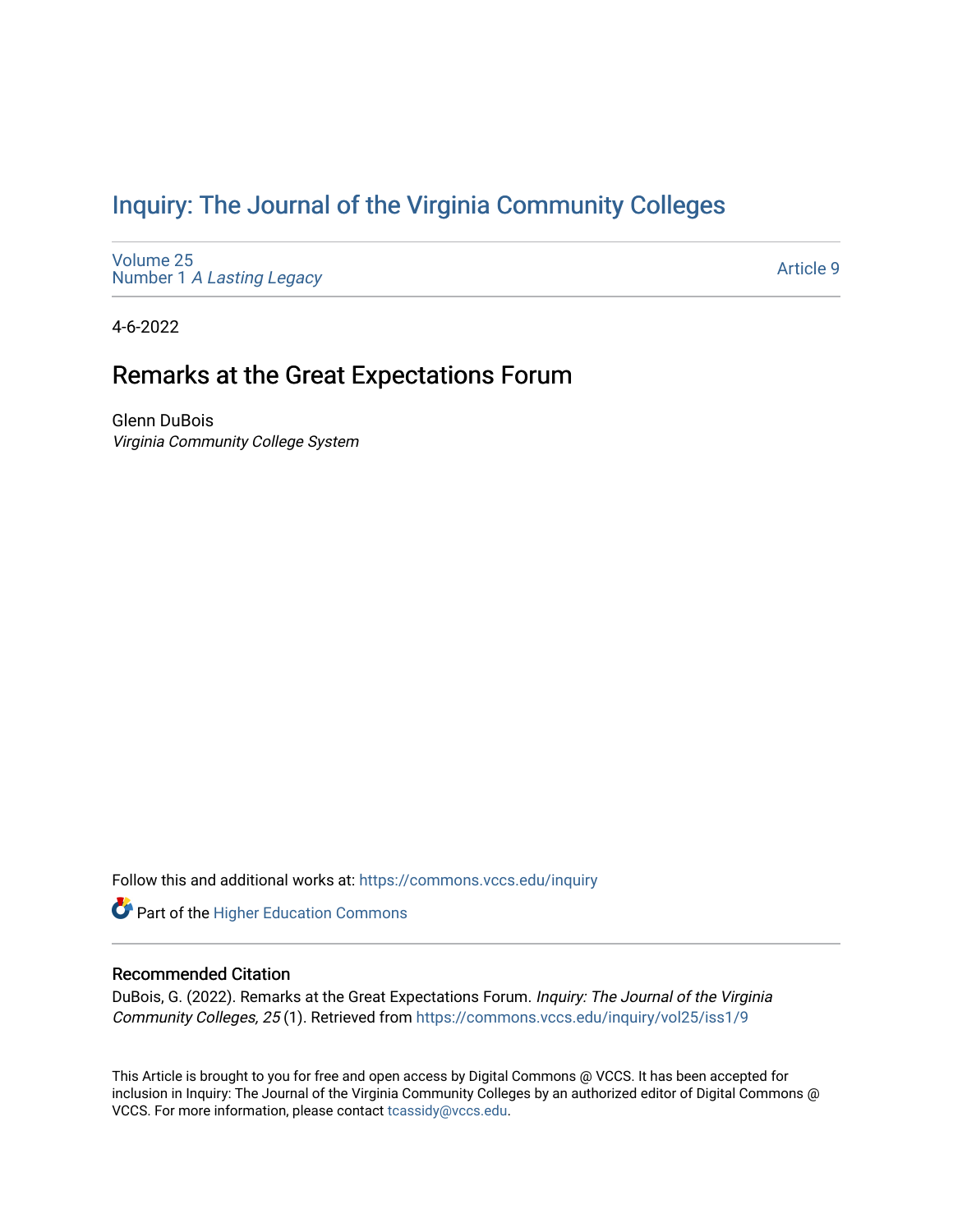# Inquiry: The Journal of the Virginia Community Colleges

Volume 25
Number 1 *A Lasting Legacy*

Article 9

4-6-2022

## Remarks at the Great Expectations Forum

Glenn DuBois
*Virginia Community College System*

Follow this and additional works at: https://commons.vccs.edu/inquiry

Part of the Higher Education Commons

### Recommended Citation

DuBois, G. (2022). Remarks at the Great Expectations Forum. *Inquiry: The Journal of the Virginia Community Colleges, 25* (1). Retrieved from https://commons.vccs.edu/inquiry/vol25/iss1/9

This Article is brought to you for free and open access by Digital Commons @ VCCS. It has been accepted for inclusion in Inquiry: The Journal of the Virginia Community Colleges by an authorized editor of Digital Commons @ VCCS. For more information, please contact tcassidy@vccs.edu.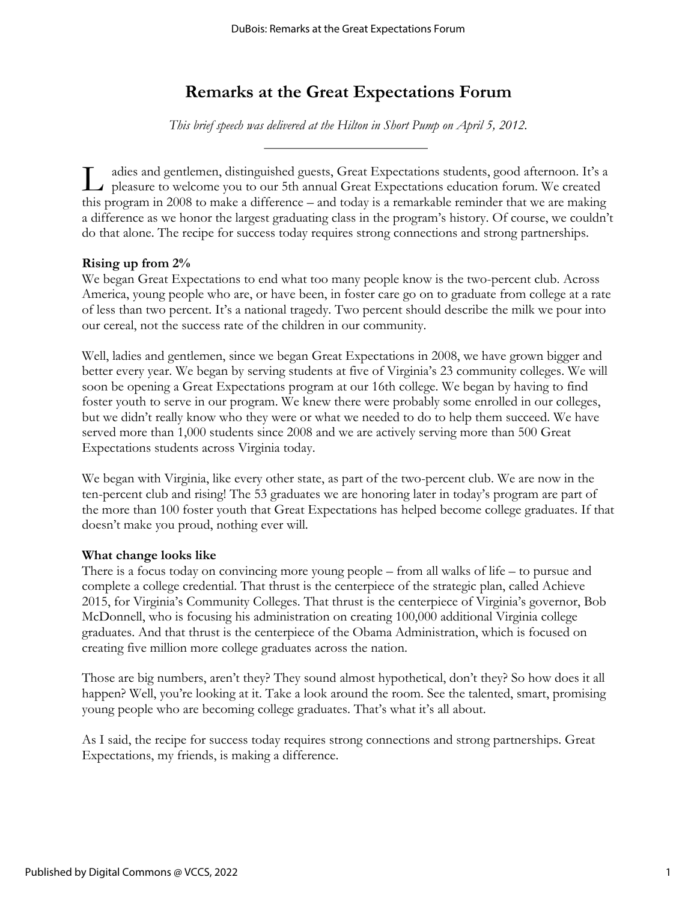# Remarks at the Great Expectations Forum

*This brief speech was delivered at the Hilton in Short Pump on April 5, 2012.*

---

Ladies and gentlemen, distinguished guests, Great Expectations students, good afternoon. It's a pleasure to welcome you to our 5th annual Great Expectations education forum. We created this program in 2008 to make a difference – and today is a remarkable reminder that we are making a difference as we honor the largest graduating class in the program's history. Of course, we couldn't do that alone. The recipe for success today requires strong connections and strong partnerships.

**Rising up from 2%**

We began Great Expectations to end what too many people know is the two-percent club. Across America, young people who are, or have been, in foster care go on to graduate from college at a rate of less than two percent. It's a national tragedy. Two percent should describe the milk we pour into our cereal, not the success rate of the children in our community.

Well, ladies and gentlemen, since we began Great Expectations in 2008, we have grown bigger and better every year. We began by serving students at five of Virginia's 23 community colleges. We will soon be opening a Great Expectations program at our 16th college. We began by having to find foster youth to serve in our program. We knew there were probably some enrolled in our colleges, but we didn't really know who they were or what we needed to do to help them succeed. We have served more than 1,000 students since 2008 and we are actively serving more than 500 Great Expectations students across Virginia today.

We began with Virginia, like every other state, as part of the two-percent club. We are now in the ten-percent club and rising! The 53 graduates we are honoring later in today's program are part of the more than 100 foster youth that Great Expectations has helped become college graduates. If that doesn't make you proud, nothing ever will.

**What change looks like**

There is a focus today on convincing more young people – from all walks of life – to pursue and complete a college credential. That thrust is the centerpiece of the strategic plan, called Achieve 2015, for Virginia's Community Colleges. That thrust is the centerpiece of Virginia's governor, Bob McDonnell, who is focusing his administration on creating 100,000 additional Virginia college graduates. And that thrust is the centerpiece of the Obama Administration, which is focused on creating five million more college graduates across the nation.

Those are big numbers, aren't they? They sound almost hypothetical, don't they? So how does it all happen? Well, you're looking at it. Take a look around the room. See the talented, smart, promising young people who are becoming college graduates. That's what it's all about.

As I said, the recipe for success today requires strong connections and strong partnerships. Great Expectations, my friends, is making a difference.